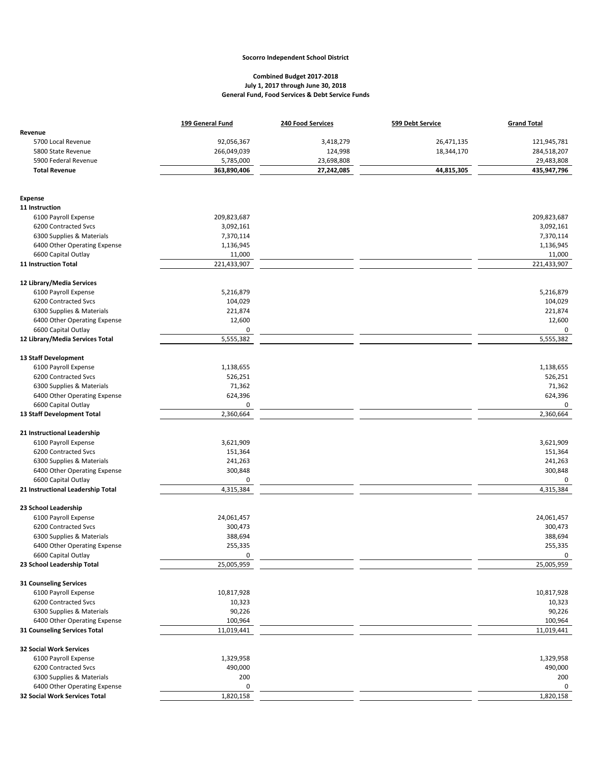**Socorro Independent School District**

**Combined Budget 2017-2018**
**July 1, 2017 through June 30, 2018**
**General Fund, Food Services & Debt Service Funds**

| | 199 General Fund | 240 Food Services | 599 Debt Service | Grand Total |
|---|---|---|---|---|
| **Revenue** | | | | |
| 5700 Local Revenue | 92,056,367 | 3,418,279 | 26,471,135 | 121,945,781 |
| 5800 State Revenue | 266,049,039 | 124,998 | 18,344,170 | 284,518,207 |
| 5900 Federal Revenue | 5,785,000 | 23,698,808 | | 29,483,808 |
| **Total Revenue** | **363,890,406** | **27,242,085** | **44,815,305** | **435,947,796** |
| | | | | |
| **Expense** | | | | |
| **11 Instruction** | | | | |
| 6100 Payroll Expense | 209,823,687 | | | 209,823,687 |
| 6200 Contracted Svcs | 3,092,161 | | | 3,092,161 |
| 6300 Supplies & Materials | 7,370,114 | | | 7,370,114 |
| 6400 Other Operating Expense | 1,136,945 | | | 1,136,945 |
| 6600 Capital Outlay | 11,000 | | | 11,000 |
| **11 Instruction Total** | 221,433,907 | | | 221,433,907 |
| | | | | |
| **12 Library/Media Services** | | | | |
| 6100 Payroll Expense | 5,216,879 | | | 5,216,879 |
| 6200 Contracted Svcs | 104,029 | | | 104,029 |
| 6300 Supplies & Materials | 221,874 | | | 221,874 |
| 6400 Other Operating Expense | 12,600 | | | 12,600 |
| 6600 Capital Outlay | 0 | | | 0 |
| **12 Library/Media Services Total** | 5,555,382 | | | 5,555,382 |
| | | | | |
| **13 Staff Development** | | | | |
| 6100 Payroll Expense | 1,138,655 | | | 1,138,655 |
| 6200 Contracted Svcs | 526,251 | | | 526,251 |
| 6300 Supplies & Materials | 71,362 | | | 71,362 |
| 6400 Other Operating Expense | 624,396 | | | 624,396 |
| 6600 Capital Outlay | 0 | | | 0 |
| **13 Staff Development Total** | 2,360,664 | | | 2,360,664 |
| | | | | |
| **21 Instructional Leadership** | | | | |
| 6100 Payroll Expense | 3,621,909 | | | 3,621,909 |
| 6200 Contracted Svcs | 151,364 | | | 151,364 |
| 6300 Supplies & Materials | 241,263 | | | 241,263 |
| 6400 Other Operating Expense | 300,848 | | | 300,848 |
| 6600 Capital Outlay | 0 | | | 0 |
| **21 Instructional Leadership Total** | 4,315,384 | | | 4,315,384 |
| | | | | |
| **23 School Leadership** | | | | |
| 6100 Payroll Expense | 24,061,457 | | | 24,061,457 |
| 6200 Contracted Svcs | 300,473 | | | 300,473 |
| 6300 Supplies & Materials | 388,694 | | | 388,694 |
| 6400 Other Operating Expense | 255,335 | | | 255,335 |
| 6600 Capital Outlay | 0 | | | 0 |
| **23 School Leadership Total** | 25,005,959 | | | 25,005,959 |
| | | | | |
| **31 Counseling Services** | | | | |
| 6100 Payroll Expense | 10,817,928 | | | 10,817,928 |
| 6200 Contracted Svcs | 10,323 | | | 10,323 |
| 6300 Supplies & Materials | 90,226 | | | 90,226 |
| 6400 Other Operating Expense | 100,964 | | | 100,964 |
| **31 Counseling Services Total** | 11,019,441 | | | 11,019,441 |
| | | | | |
| **32 Social Work Services** | | | | |
| 6100 Payroll Expense | 1,329,958 | | | 1,329,958 |
| 6200 Contracted Svcs | 490,000 | | | 490,000 |
| 6300 Supplies & Materials | 200 | | | 200 |
| 6400 Other Operating Expense | 0 | | | 0 |
| **32 Social Work Services Total** | 1,820,158 | | | 1,820,158 |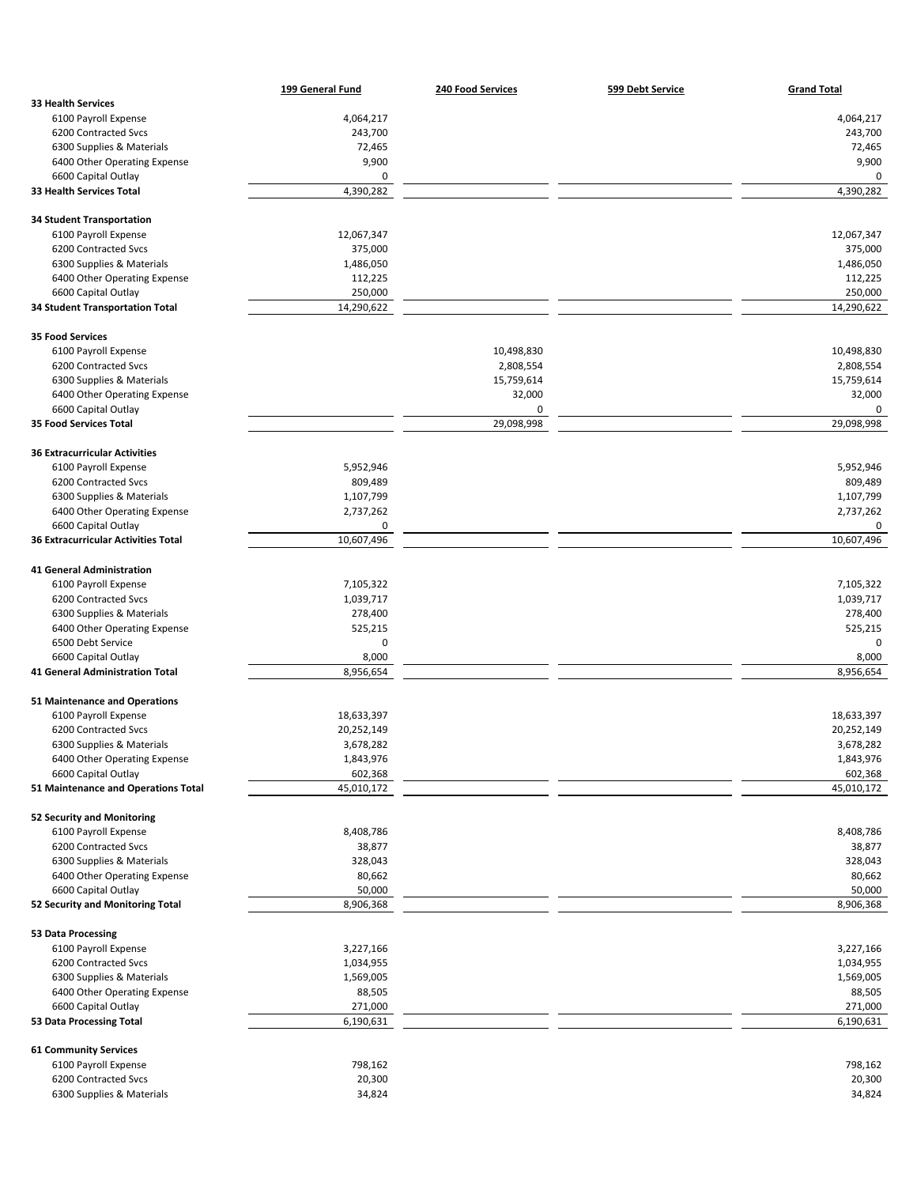| | 199 General Fund | 240 Food Services | 599 Debt Service | Grand Total |
|---|---|---|---|---|
| **33 Health Services** | | | | |
| 6100 Payroll Expense | 4,064,217 | | | 4,064,217 |
| 6200 Contracted Svcs | 243,700 | | | 243,700 |
| 6300 Supplies & Materials | 72,465 | | | 72,465 |
| 6400 Other Operating Expense | 9,900 | | | 9,900 |
| 6600 Capital Outlay | 0 | | | 0 |
| **33 Health Services Total** | 4,390,282 | | | 4,390,282 |
| **34 Student Transportation** | | | | |
| 6100 Payroll Expense | 12,067,347 | | | 12,067,347 |
| 6200 Contracted Svcs | 375,000 | | | 375,000 |
| 6300 Supplies & Materials | 1,486,050 | | | 1,486,050 |
| 6400 Other Operating Expense | 112,225 | | | 112,225 |
| 6600 Capital Outlay | 250,000 | | | 250,000 |
| **34 Student Transportation Total** | 14,290,622 | | | 14,290,622 |
| **35 Food Services** | | | | |
| 6100 Payroll Expense | | 10,498,830 | | 10,498,830 |
| 6200 Contracted Svcs | | 2,808,554 | | 2,808,554 |
| 6300 Supplies & Materials | | 15,759,614 | | 15,759,614 |
| 6400 Other Operating Expense | | 32,000 | | 32,000 |
| 6600 Capital Outlay | | 0 | | 0 |
| **35 Food Services Total** | | 29,098,998 | | 29,098,998 |
| **36 Extracurricular Activities** | | | | |
| 6100 Payroll Expense | 5,952,946 | | | 5,952,946 |
| 6200 Contracted Svcs | 809,489 | | | 809,489 |
| 6300 Supplies & Materials | 1,107,799 | | | 1,107,799 |
| 6400 Other Operating Expense | 2,737,262 | | | 2,737,262 |
| 6600 Capital Outlay | 0 | | | 0 |
| **36 Extracurricular Activities Total** | 10,607,496 | | | 10,607,496 |
| **41 General Administration** | | | | |
| 6100 Payroll Expense | 7,105,322 | | | 7,105,322 |
| 6200 Contracted Svcs | 1,039,717 | | | 1,039,717 |
| 6300 Supplies & Materials | 278,400 | | | 278,400 |
| 6400 Other Operating Expense | 525,215 | | | 525,215 |
| 6500 Debt Service | 0 | | | 0 |
| 6600 Capital Outlay | 8,000 | | | 8,000 |
| **41 General Administration Total** | 8,956,654 | | | 8,956,654 |
| **51 Maintenance and Operations** | | | | |
| 6100 Payroll Expense | 18,633,397 | | | 18,633,397 |
| 6200 Contracted Svcs | 20,252,149 | | | 20,252,149 |
| 6300 Supplies & Materials | 3,678,282 | | | 3,678,282 |
| 6400 Other Operating Expense | 1,843,976 | | | 1,843,976 |
| 6600 Capital Outlay | 602,368 | | | 602,368 |
| **51 Maintenance and Operations Total** | 45,010,172 | | | 45,010,172 |
| **52 Security and Monitoring** | | | | |
| 6100 Payroll Expense | 8,408,786 | | | 8,408,786 |
| 6200 Contracted Svcs | 38,877 | | | 38,877 |
| 6300 Supplies & Materials | 328,043 | | | 328,043 |
| 6400 Other Operating Expense | 80,662 | | | 80,662 |
| 6600 Capital Outlay | 50,000 | | | 50,000 |
| **52 Security and Monitoring Total** | 8,906,368 | | | 8,906,368 |
| **53 Data Processing** | | | | |
| 6100 Payroll Expense | 3,227,166 | | | 3,227,166 |
| 6200 Contracted Svcs | 1,034,955 | | | 1,034,955 |
| 6300 Supplies & Materials | 1,569,005 | | | 1,569,005 |
| 6400 Other Operating Expense | 88,505 | | | 88,505 |
| 6600 Capital Outlay | 271,000 | | | 271,000 |
| **53 Data Processing Total** | 6,190,631 | | | 6,190,631 |
| **61 Community Services** | | | | |
| 6100 Payroll Expense | 798,162 | | | 798,162 |
| 6200 Contracted Svcs | 20,300 | | | 20,300 |
| 6300 Supplies & Materials | 34,824 | | | 34,824 |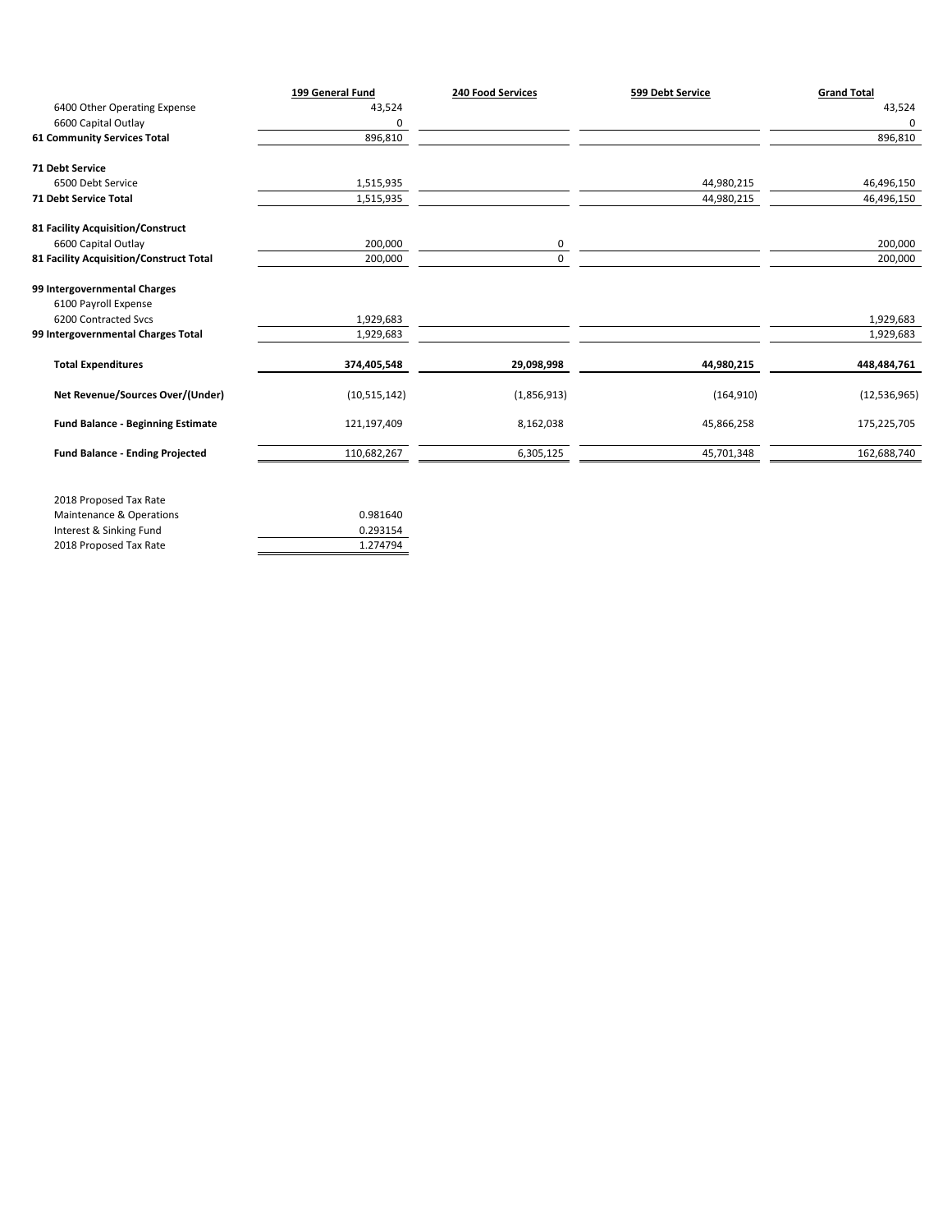| | 199 General Fund | 240 Food Services | 599 Debt Service | Grand Total |
|---|---|---|---|---|
| 6400 Other Operating Expense | 43,524 | | | 43,524 |
| 6600 Capital Outlay | 0 | | | 0 |
| **61 Community Services Total** | 896,810 | | | 896,810 |
| **71 Debt Service** | | | | |
| 6500 Debt Service | 1,515,935 | | 44,980,215 | 46,496,150 |
| **71 Debt Service Total** | 1,515,935 | | 44,980,215 | 46,496,150 |
| **81 Facility Acquisition/Construct** | | | | |
| 6600 Capital Outlay | 200,000 | 0 | | 200,000 |
| **81 Facility Acquisition/Construct Total** | 200,000 | 0 | | 200,000 |
| **99 Intergovernmental Charges** | | | | |
| 6100 Payroll Expense | | | | |
| 6200 Contracted Svcs | 1,929,683 | | | 1,929,683 |
| **99 Intergovernmental Charges Total** | 1,929,683 | | | 1,929,683 |
| **Total Expenditures** | **374,405,548** | **29,098,998** | **44,980,215** | **448,484,761** |
| **Net Revenue/Sources Over/(Under)** | (10,515,142) | (1,856,913) | (164,910) | (12,536,965) |
| **Fund Balance - Beginning Estimate** | 121,197,409 | 8,162,038 | 45,866,258 | 175,225,705 |
| **Fund Balance - Ending Projected** | 110,682,267 | 6,305,125 | 45,701,348 | 162,688,740 |

| | |
|---|---|
| 2018 Proposed Tax Rate | |
| Maintenance & Operations | 0.981640 |
| Interest & Sinking Fund | 0.293154 |
| 2018 Proposed Tax Rate | 1.274794 |